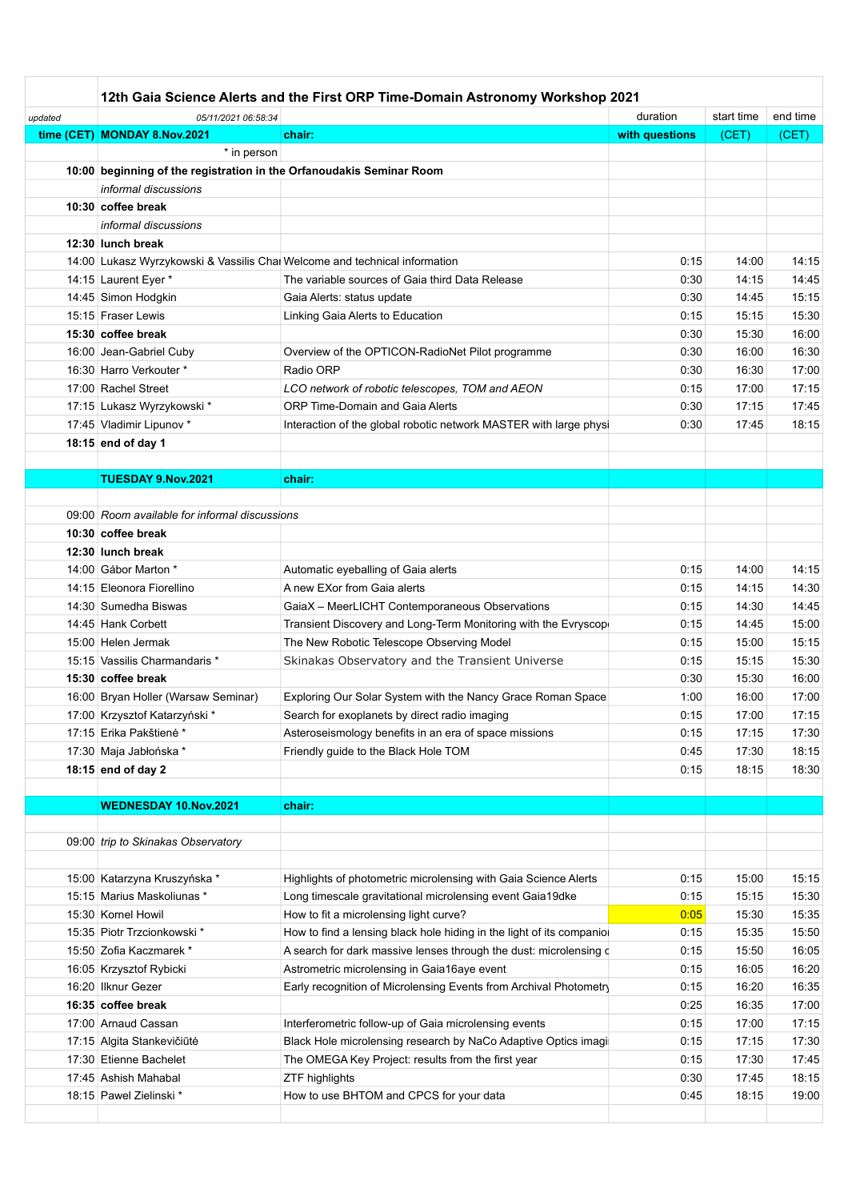| | 12th Gaia Science Alerts and the First ORP Time-Domain Astronomy Workshop 2021 | | | | |
|---|---|---|---|---|---|
| *updated* | *05/11/2021 06:58:34* | | duration | start time | end time |
| **time (CET)** | **MONDAY 8.Nov.2021** | **chair:** | **with questions** | (CET) | (CET) |
| | * in person | | | | |
| **10:00** | **beginning of the registration in the Orfanoudakis Seminar Room** | | | | |
| | *informal discussions* | | | | |
| **10:30** | **coffee break** | | | | |
| | *informal discussions* | | | | |
| **12:30** | **lunch break** | | | | |
| 14:00 | Lukasz Wyrzykowski & Vassilis Chai | Welcome and technical information | 0:15 | 14:00 | 14:15 |
| 14:15 | Laurent Eyer * | The variable sources of Gaia third Data Release | 0:30 | 14:15 | 14:45 |
| 14:45 | Simon Hodgkin | Gaia Alerts: status update | 0:30 | 14:45 | 15:15 |
| 15:15 | Fraser Lewis | Linking Gaia Alerts to Education | 0:15 | 15:15 | 15:30 |
| **15:30** | **coffee break** | | 0:30 | 15:30 | 16:00 |
| 16:00 | Jean-Gabriel Cuby | Overview of the OPTICON-RadioNet Pilot programme | 0:30 | 16:00 | 16:30 |
| 16:30 | Harro Verkouter * | Radio ORP | 0:30 | 16:30 | 17:00 |
| 17:00 | Rachel Street | *LCO network of robotic telescopes, TOM and AEON* | 0:15 | 17:00 | 17:15 |
| 17:15 | Lukasz Wyrzykowski * | ORP Time-Domain and Gaia Alerts | 0:30 | 17:15 | 17:45 |
| 17:45 | Vladimir Lipunov * | Interaction of the global robotic network MASTER with large physi | 0:30 | 17:45 | 18:15 |
| **18:15** | **end of day 1** | | | | |
| | | | | | |
| | **TUESDAY 9.Nov.2021** | **chair:** | | | |
| | | | | | |
| 09:00 | *Room available for informal discussions* | | | | |
| **10:30** | **coffee break** | | | | |
| **12:30** | **lunch break** | | | | |
| 14:00 | Gábor Marton * | Automatic eyeballing of Gaia alerts | 0:15 | 14:00 | 14:15 |
| 14:15 | Eleonora Fiorellino | A new EXor from Gaia alerts | 0:15 | 14:15 | 14:30 |
| 14:30 | Sumedha Biswas | GaiaX – MeerLICHT Contemporaneous Observations | 0:15 | 14:30 | 14:45 |
| 14:45 | Hank Corbett | Transient Discovery and Long-Term Monitoring with the Evryscop | 0:15 | 14:45 | 15:00 |
| 15:00 | Helen Jermak | The New Robotic Telescope Observing Model | 0:15 | 15:00 | 15:15 |
| 15:15 | Vassilis Charmandaris * | Skinakas Observatory and the Transient Universe | 0:15 | 15:15 | 15:30 |
| **15:30** | **coffee break** | | 0:30 | 15:30 | 16:00 |
| 16:00 | Bryan Holler (Warsaw Seminar) | Exploring Our Solar System with the Nancy Grace Roman Space | 1:00 | 16:00 | 17:00 |
| 17:00 | Krzysztof Katarzyński * | Search for exoplanets by direct radio imaging | 0:15 | 17:00 | 17:15 |
| 17:15 | Erika Pakštienė * | Asteroseismology benefits in an era of space missions | 0:15 | 17:15 | 17:30 |
| 17:30 | Maja Jabłońska * | Friendly guide to the Black Hole TOM | 0:45 | 17:30 | 18:15 |
| **18:15** | **end of day 2** | | 0:15 | 18:15 | 18:30 |
| | | | | | |
| | **WEDNESDAY 10.Nov.2021** | **chair:** | | | |
| | | | | | |
| 09:00 | *trip to Skinakas Observatory* | | | | |
| | | | | | |
| 15:00 | Katarzyna Kruszyńska * | Highlights of photometric microlensing with Gaia Science Alerts | 0:15 | 15:00 | 15:15 |
| 15:15 | Marius Maskoliunas * | Long timescale gravitational microlensing event Gaia19dke | 0:15 | 15:15 | 15:30 |
| 15:30 | Kornel Howil | How to fit a microlensing light curve? | 0:05 | 15:30 | 15:35 |
| 15:35 | Piotr Trzcionkowski * | How to find a lensing black hole hiding in the light of its companio | 0:15 | 15:35 | 15:50 |
| 15:50 | Zofia Kaczmarek * | A search for dark massive lenses through the dust: microlensing c | 0:15 | 15:50 | 16:05 |
| 16:05 | Krzysztof Rybicki | Astrometric microlensing in Gaia16aye event | 0:15 | 16:05 | 16:20 |
| 16:20 | Ilknur Gezer | Early recognition of Microlensing Events from Archival Photometry | 0:15 | 16:20 | 16:35 |
| **16:35** | **coffee break** | | 0:25 | 16:35 | 17:00 |
| 17:00 | Arnaud Cassan | Interferometric follow-up of Gaia microlensing events | 0:15 | 17:00 | 17:15 |
| 17:15 | Algita Stankevičiūtė | Black Hole microlensing research by NaCo Adaptive Optics imagi | 0:15 | 17:15 | 17:30 |
| 17:30 | Etienne Bachelet | The OMEGA Key Project: results from the first year | 0:15 | 17:30 | 17:45 |
| 17:45 | Ashish Mahabal | ZTF highlights | 0:30 | 17:45 | 18:15 |
| 18:15 | Pawel Zielinski * | How to use BHTOM and CPCS for your data | 0:45 | 18:15 | 19:00 |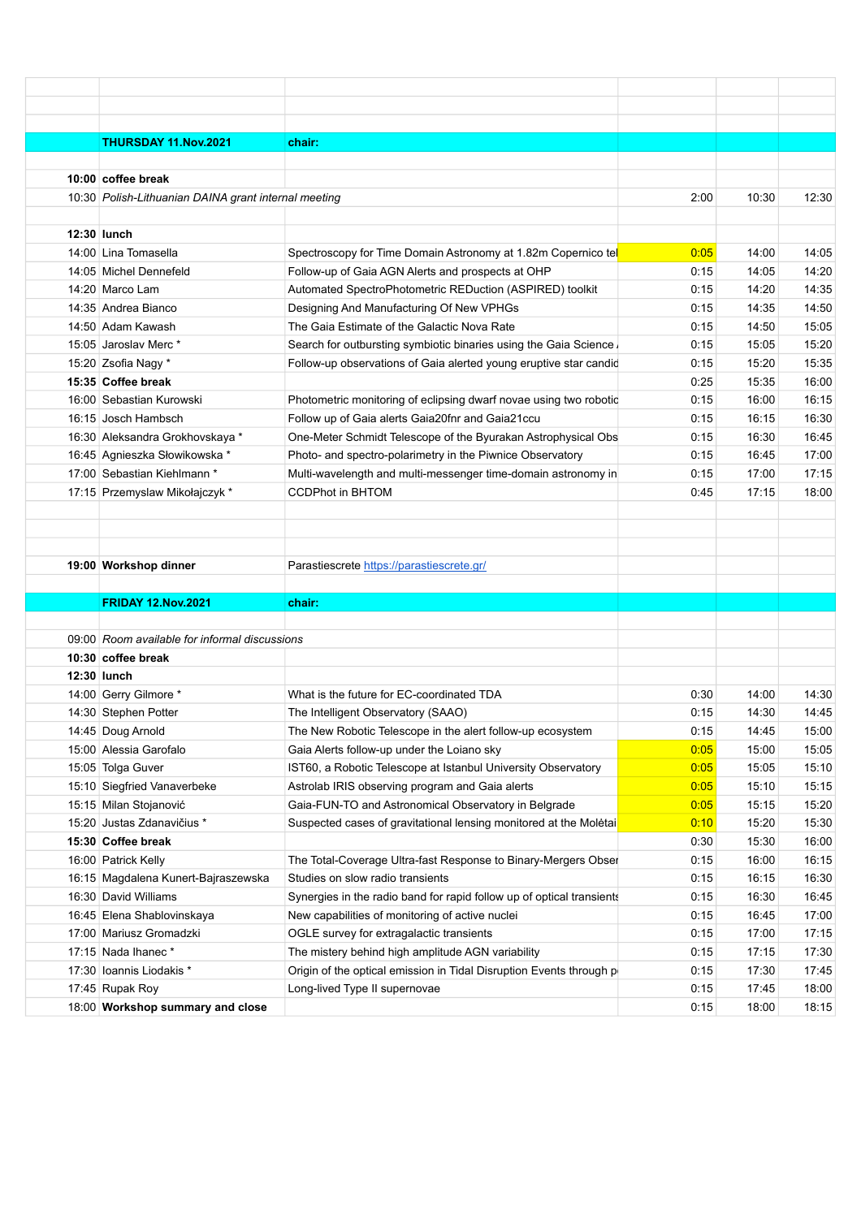| | | | | | |
|---|---|---|---|---|---|
| | | | | | |
| | | | | | |
| | | | | | |
| | **THURSDAY 11.Nov.2021** | **chair:** | | | |
| | | | | | |
| **10:00** | **coffee break** | | | | |
| 10:30 | *Polish-Lithuanian DAINA grant internal meeting* | | 2:00 | 10:30 | 12:30 |
| | | | | | |
| **12:30** | **lunch** | | | | |
| 14:00 | Lina Tomasella | Spectroscopy for Time Domain Astronomy at 1.82m Copernico tel | 0:05 | 14:00 | 14:05 |
| 14:05 | Michel Dennefeld | Follow-up of Gaia AGN Alerts and prospects at OHP | 0:15 | 14:05 | 14:20 |
| 14:20 | Marco Lam | Automated SpectroPhotometric REDuction (ASPIRED) toolkit | 0:15 | 14:20 | 14:35 |
| 14:35 | Andrea Bianco | Designing And Manufacturing Of New VPHGs | 0:15 | 14:35 | 14:50 |
| 14:50 | Adam Kawash | The Gaia Estimate of the Galactic Nova Rate | 0:15 | 14:50 | 15:05 |
| 15:05 | Jaroslav Merc * | Search for outbursting symbiotic binaries using the Gaia Science / | 0:15 | 15:05 | 15:20 |
| 15:20 | Zsofia Nagy * | Follow-up observations of Gaia alerted young eruptive star candid | 0:15 | 15:20 | 15:35 |
| **15:35** | **Coffee break** | | 0:25 | 15:35 | 16:00 |
| 16:00 | Sebastian Kurowski | Photometric monitoring of eclipsing dwarf novae using two robotic | 0:15 | 16:00 | 16:15 |
| 16:15 | Josch Hambsch | Follow up of Gaia alerts Gaia20fnr and Gaia21ccu | 0:15 | 16:15 | 16:30 |
| 16:30 | Aleksandra Grokhovskaya * | One-Meter Schmidt Telescope of the Byurakan Astrophysical Obs | 0:15 | 16:30 | 16:45 |
| 16:45 | Agnieszka Słowikowska * | Photo- and spectro-polarimetry in the Piwnice Observatory | 0:15 | 16:45 | 17:00 |
| 17:00 | Sebastian Kiehlmann * | Multi-wavelength and multi-messenger time-domain astronomy in | 0:15 | 17:00 | 17:15 |
| 17:15 | Przemyslaw Mikołajczyk * | CCDPhot in BHTOM | 0:45 | 17:15 | 18:00 |
| | | | | | |
| | | | | | |
| | | | | | |
| **19:00** | **Workshop dinner** | Parastiescrete https://parastiescrete.gr/ | | | |
| | | | | | |
| | **FRIDAY 12.Nov.2021** | **chair:** | | | |
| | | | | | |
| 09:00 | *Room available for informal discussions* | | | | |
| **10:30** | **coffee break** | | | | |
| **12:30** | **lunch** | | | | |
| 14:00 | Gerry Gilmore * | What is the future for EC-coordinated TDA | 0:30 | 14:00 | 14:30 |
| 14:30 | Stephen Potter | The Intelligent Observatory (SAAO) | 0:15 | 14:30 | 14:45 |
| 14:45 | Doug Arnold | The New Robotic Telescope in the alert follow-up ecosystem | 0:15 | 14:45 | 15:00 |
| 15:00 | Alessia Garofalo | Gaia Alerts follow-up under the Loiano sky | 0:05 | 15:00 | 15:05 |
| 15:05 | Tolga Guver | IST60, a Robotic Telescope at Istanbul University Observatory | 0:05 | 15:05 | 15:10 |
| 15:10 | Siegfried Vanaverbeke | Astrolab IRIS observing program and Gaia alerts | 0:05 | 15:10 | 15:15 |
| 15:15 | Milan Stojanović | Gaia-FUN-TO and Astronomical Observatory in Belgrade | 0:05 | 15:15 | 15:20 |
| 15:20 | Justas Zdanavičius * | Suspected cases of gravitational lensing monitored at the Molėtai | 0:10 | 15:20 | 15:30 |
| **15:30** | **Coffee break** | | 0:30 | 15:30 | 16:00 |
| 16:00 | Patrick Kelly | The Total-Coverage Ultra-fast Response to Binary-Mergers Obser | 0:15 | 16:00 | 16:15 |
| 16:15 | Magdalena Kunert-Bajraszewska | Studies on slow radio transients | 0:15 | 16:15 | 16:30 |
| 16:30 | David Williams | Synergies in the radio band for rapid follow up of optical transients | 0:15 | 16:30 | 16:45 |
| 16:45 | Elena Shablovinskaya | New capabilities of monitoring of active nuclei | 0:15 | 16:45 | 17:00 |
| 17:00 | Mariusz Gromadzki | OGLE survey for extragalactic transients | 0:15 | 17:00 | 17:15 |
| 17:15 | Nada Ihanec * | The mistery behind high amplitude AGN variability | 0:15 | 17:15 | 17:30 |
| 17:30 | Ioannis Liodakis * | Origin of the optical emission in Tidal Disruption Events through p | 0:15 | 17:30 | 17:45 |
| 17:45 | Rupak Roy | Long-lived Type II supernovae | 0:15 | 17:45 | 18:00 |
| 18:00 | **Workshop summary and close** | | 0:15 | 18:00 | 18:15 |